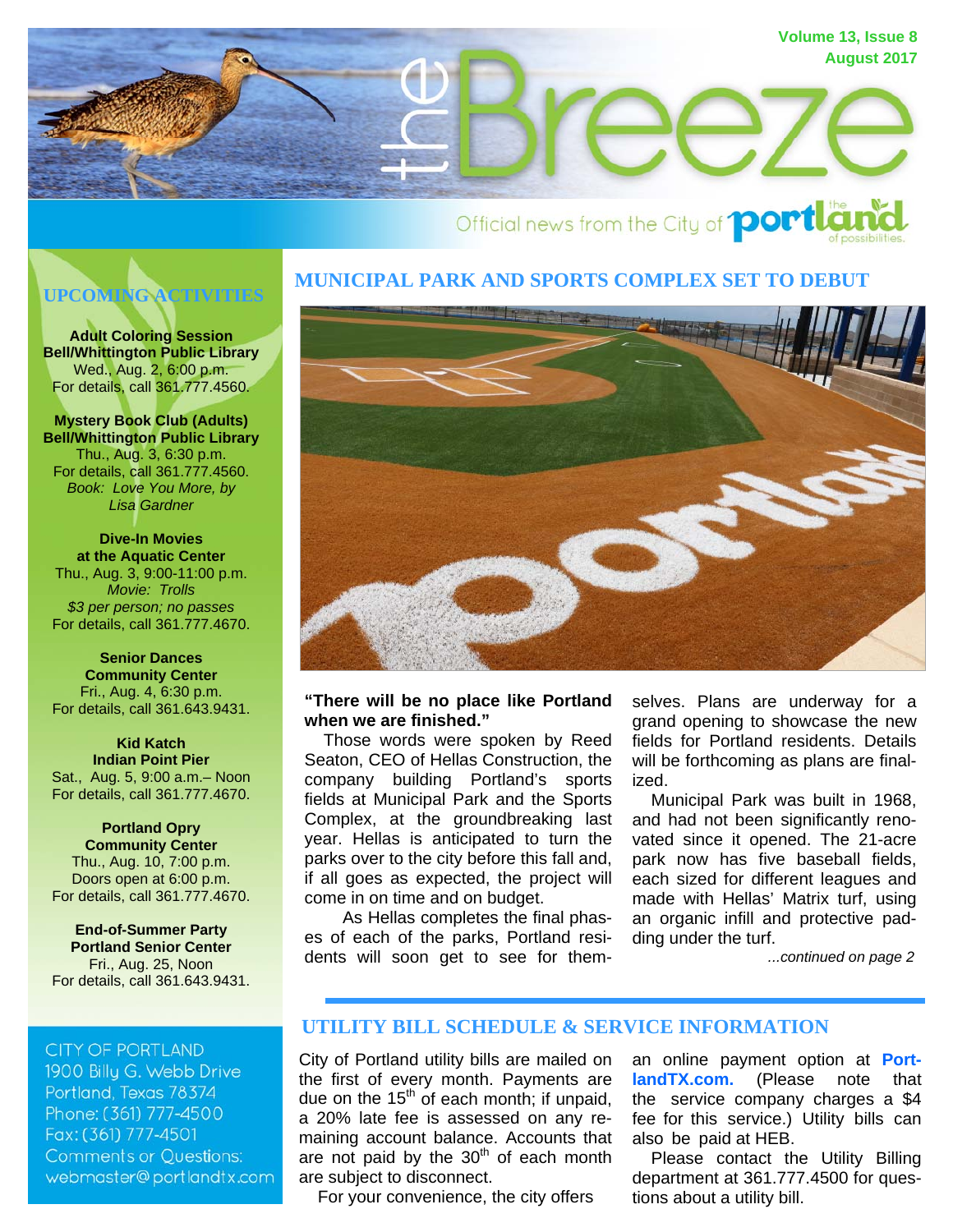# the Breeze

Volume 13, Issue 8
August 2017

Official news from the City of Portland, the land of possibilities.

## UPCOMING ACTIVITIES

**Adult Coloring Session**
**Bell/Whittington Public Library**
Wed., Aug. 2, 6:00 p.m.
For details, call 361.777.4560.

**Mystery Book Club (Adults)**
**Bell/Whittington Public Library**
Thu., Aug. 3, 6:30 p.m.
For details, call 361.777.4560.
*Book: Love You More, by Lisa Gardner*

**Dive-In Movies**
**at the Aquatic Center**
Thu., Aug. 3, 9:00-11:00 p.m.
*Movie: Trolls*
*$3 per person; no passes*
For details, call 361.777.4670.

**Senior Dances**
**Community Center**
Fri., Aug. 4, 6:30 p.m.
For details, call 361.643.9431.

**Kid Katch**
**Indian Point Pier**
Sat., Aug. 5, 9:00 a.m.– Noon
For details, call 361.777.4670.

**Portland Opry**
**Community Center**
Thu., Aug. 10, 7:00 p.m.
Doors open at 6:00 p.m.
For details, call 361.777.4670.

**End-of-Summer Party**
**Portland Senior Center**
Fri., Aug. 25, Noon
For details, call 361.643.9431.

CITY OF PORTLAND
1900 Billy G. Webb Drive
Portland, Texas 78374
Phone: (361) 777-4500
Fax: (361) 777-4501
Comments or Questions:
webmaster@portlandtx.com

## MUNICIPAL PARK AND SPORTS COMPLEX SET TO DEBUT

**"There will be no place like Portland when we are finished."**

Those words were spoken by Reed Seaton, CEO of Hellas Construction, the company building Portland's sports fields at Municipal Park and the Sports Complex, at the groundbreaking last year. Hellas is anticipated to turn the parks over to the city before this fall and, if all goes as expected, the project will come in on time and on budget.

As Hellas completes the final phases of each of the parks, Portland residents will soon get to see for themselves. Plans are underway for a grand opening to showcase the new fields for Portland residents. Details will be forthcoming as plans are finalized.

Municipal Park was built in 1968, and had not been significantly renovated since it opened. The 21-acre park now has five baseball fields, each sized for different leagues and made with Hellas' Matrix turf, using an organic infill and protective padding under the turf.

*...continued on page 2*

## UTILITY BILL SCHEDULE & SERVICE INFORMATION

City of Portland utility bills are mailed on the first of every month. Payments are due on the 15th of each month; if unpaid, a 20% late fee is assessed on any remaining account balance. Accounts that are not paid by the 30th of each month are subject to disconnect.

For your convenience, the city offers an online payment option at **PortlandTX.com.** (Please note that the service company charges a $4 fee for this service.) Utility bills can also be paid at HEB.

Please contact the Utility Billing department at 361.777.4500 for questions about a utility bill.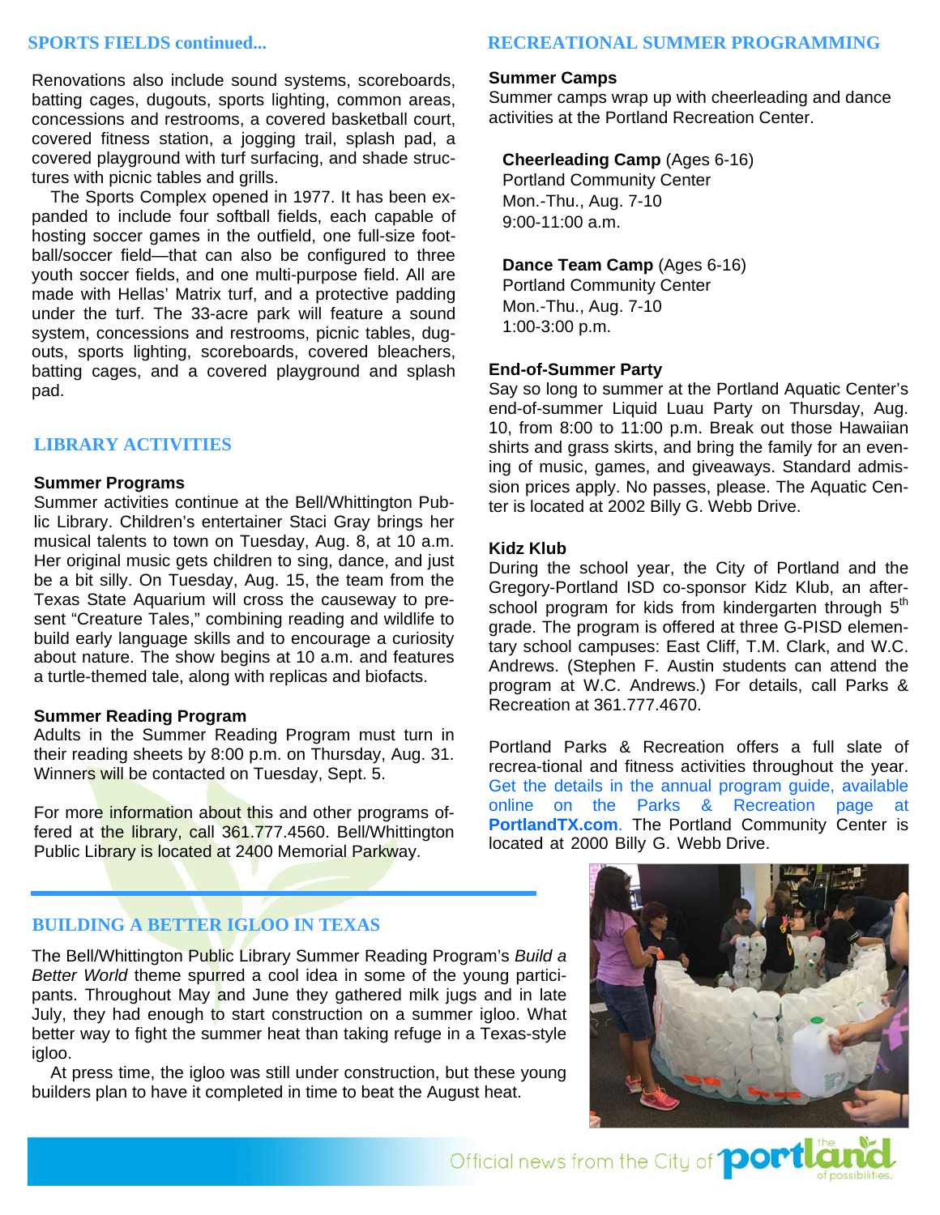## SPORTS FIELDS continued...

Renovations also include sound systems, scoreboards, batting cages, dugouts, sports lighting, common areas, concessions and restrooms, a covered basketball court, covered fitness station, a jogging trail, splash pad, a covered playground with turf surfacing, and shade structures with picnic tables and grills.

The Sports Complex opened in 1977. It has been expanded to include four softball fields, each capable of hosting soccer games in the outfield, one full-size football/soccer field—that can also be configured to three youth soccer fields, and one multi-purpose field. All are made with Hellas' Matrix turf, and a protective padding under the turf. The 33-acre park will feature a sound system, concessions and restrooms, picnic tables, dugouts, sports lighting, scoreboards, covered bleachers, batting cages, and a covered playground and splash pad.

## LIBRARY ACTIVITIES

**Summer Programs**

Summer activities continue at the Bell/Whittington Public Library. Children's entertainer Staci Gray brings her musical talents to town on Tuesday, Aug. 8, at 10 a.m. Her original music gets children to sing, dance, and just be a bit silly. On Tuesday, Aug. 15, the team from the Texas State Aquarium will cross the causeway to present "Creature Tales," combining reading and wildlife to build early language skills and to encourage a curiosity about nature. The show begins at 10 a.m. and features a turtle-themed tale, along with replicas and biofacts.

**Summer Reading Program**

Adults in the Summer Reading Program must turn in their reading sheets by 8:00 p.m. on Thursday, Aug. 31. Winners will be contacted on Tuesday, Sept. 5.

For more information about this and other programs offered at the library, call 361.777.4560. Bell/Whittington Public Library is located at 2400 Memorial Parkway.

## RECREATIONAL SUMMER PROGRAMMING

**Summer Camps**

Summer camps wrap up with cheerleading and dance activities at the Portland Recreation Center.

**Cheerleading Camp** (Ages 6-16)
Portland Community Center
Mon.-Thu., Aug. 7-10
9:00-11:00 a.m.

**Dance Team Camp** (Ages 6-16)
Portland Community Center
Mon.-Thu., Aug. 7-10
1:00-3:00 p.m.

**End-of-Summer Party**

Say so long to summer at the Portland Aquatic Center's end-of-summer Liquid Luau Party on Thursday, Aug. 10, from 8:00 to 11:00 p.m. Break out those Hawaiian shirts and grass skirts, and bring the family for an evening of music, games, and giveaways. Standard admission prices apply. No passes, please. The Aquatic Center is located at 2002 Billy G. Webb Drive.

**Kidz Klub**

During the school year, the City of Portland and the Gregory-Portland ISD co-sponsor Kidz Klub, an after-school program for kids from kindergarten through 5th grade. The program is offered at three G-PISD elementary school campuses: East Cliff, T.M. Clark, and W.C. Andrews. (Stephen F. Austin students can attend the program at W.C. Andrews.) For details, call Parks & Recreation at 361.777.4670.

Portland Parks & Recreation offers a full slate of recrea-tional and fitness activities throughout the year. Get the details in the annual program guide, available online on the Parks & Recreation page at **PortlandTX.com**. The Portland Community Center is located at 2000 Billy G. Webb Drive.

## BUILDING A BETTER IGLOO IN TEXAS

The Bell/Whittington Public Library Summer Reading Program's *Build a Better World* theme spurred a cool idea in some of the young participants. Throughout May and June they gathered milk jugs and in late July, they had enough to start construction on a summer igloo. What better way to fight the summer heat than taking refuge in a Texas-style igloo.

At press time, the igloo was still under construction, but these young builders plan to have it completed in time to beat the August heat.